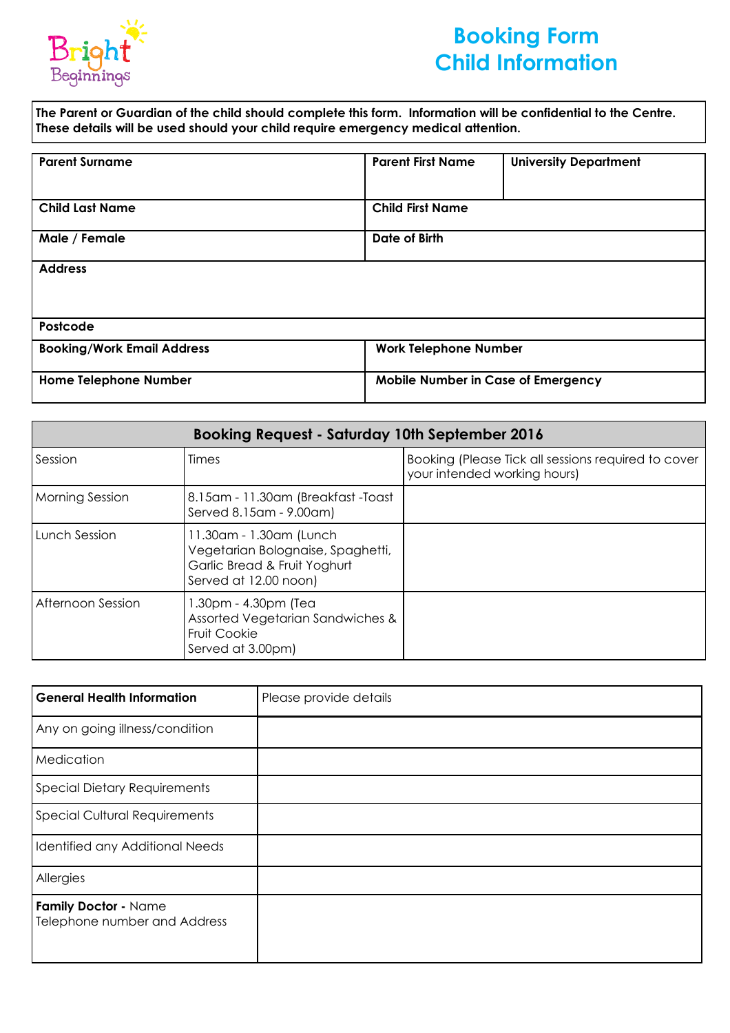Bright Beginnings

# Booking Form
# Child Information

**The Parent or Guardian of the child should complete this form. Information will be confidential to the Centre. These details will be used should your child require emergency medical attention.**

| **Parent Surname** | **Parent First Name** | **University Department** |
|---|---|---|
| **Child Last Name** | **Child First Name** | |
| **Male / Female** | **Date of Birth** | |
| **Address** | | |
| **Postcode** | | |
| **Booking/Work Email Address** | **Work Telephone Number** | |
| **Home Telephone Number** | **Mobile Number in Case of Emergency** | |

| **Booking Request - Saturday 10th September 2016** | | |
|---|---|---|
| Session | Times | Booking (Please Tick all sessions required to cover your intended working hours) |
| Morning Session | 8.15am - 11.30am (Breakfast -Toast Served 8.15am - 9.00am) | |
| Lunch Session | 11.30am - 1.30am (Lunch Vegetarian Bolognaise, Spaghetti, Garlic Bread & Fruit Yoghurt Served at 12.00 noon) | |
| Afternoon Session | 1.30pm - 4.30pm (Tea Assorted Vegetarian Sandwiches & Fruit Cookie Served at 3.00pm) | |

| **General Health Information** | Please provide details |
|---|---|
| Any on going illness/condition | |
| Medication | |
| Special Dietary Requirements | |
| Special Cultural Requirements | |
| Identified any Additional Needs | |
| Allergies | |
| **Family Doctor -** Name Telephone number and Address | |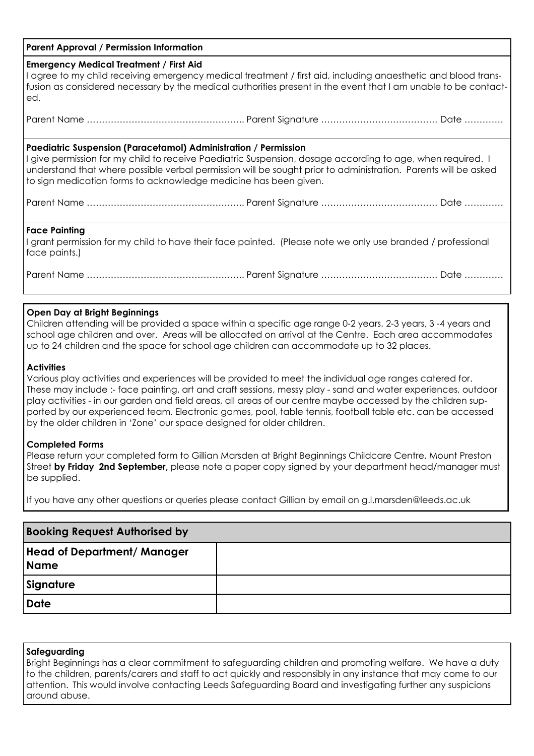**Parent Approval / Permission Information**

**Emergency Medical Treatment / First Aid**

I agree to my child receiving emergency medical treatment / first aid, including anaesthetic and blood transfusion as considered necessary by the medical authorities present in the event that I am unable to be contacted.

Parent Name …………………………………………….. Parent Signature ………………………………… Date …………

**Paediatric Suspension (Paracetamol) Administration / Permission**

I give permission for my child to receive Paediatric Suspension, dosage according to age, when required. I understand that where possible verbal permission will be sought prior to administration. Parents will be asked to sign medication forms to acknowledge medicine has been given.

Parent Name …………………………………………….. Parent Signature ………………………………… Date …………

**Face Painting**

I grant permission for my child to have their face painted. (Please note we only use branded / professional face paints.)

Parent Name …………………………………………….. Parent Signature ………………………………… Date …………

**Open Day at Bright Beginnings**

Children attending will be provided a space within a specific age range 0-2 years, 2-3 years, 3 -4 years and school age children and over. Areas will be allocated on arrival at the Centre. Each area accommodates up to 24 children and the space for school age children can accommodate up to 32 places.

**Activities**

Various play activities and experiences will be provided to meet the individual age ranges catered for. These may include :- face painting, art and craft sessions, messy play - sand and water experiences, outdoor play activities - in our garden and field areas, all areas of our centre maybe accessed by the children supported by our experienced team. Electronic games, pool, table tennis, football table etc. can be accessed by the older children in 'Zone' our space designed for older children.

**Completed Forms**

Please return your completed form to Gillian Marsden at Bright Beginnings Childcare Centre, Mount Preston Street **by Friday 2nd September,** please note a paper copy signed by your department head/manager must be supplied.

If you have any other questions or queries please contact Gillian by email on g.l.marsden@leeds.ac.uk

| **Booking Request Authorised by** | |
|---|---|
| **Head of Department/ Manager Name** | |
| **Signature** | |
| **Date** | |

**Safeguarding**

Bright Beginnings has a clear commitment to safeguarding children and promoting welfare. We have a duty to the children, parents/carers and staff to act quickly and responsibly in any instance that may come to our attention. This would involve contacting Leeds Safeguarding Board and investigating further any suspicions around abuse.